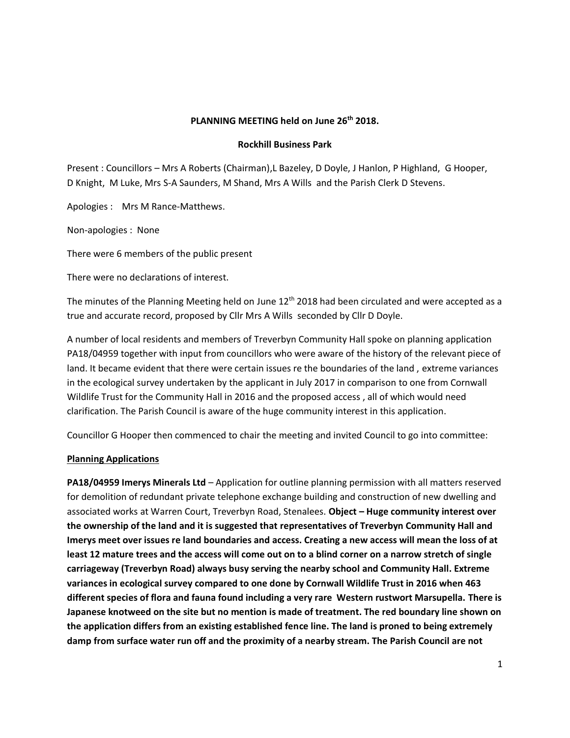**PLANNING MEETING held on June 26th 2018.**

**Rockhill Business Park**

Present : Councillors – Mrs A Roberts (Chairman),L Bazeley, D Doyle, J Hanlon, P Highland, G Hooper, D Knight, M Luke, Mrs S-A Saunders, M Shand, Mrs A Wills and the Parish Clerk D Stevens.

Apologies : Mrs M Rance-Matthews.

Non-apologies : None

There were 6 members of the public present

There were no declarations of interest.

The minutes of the Planning Meeting held on June 12th 2018 had been circulated and were accepted as a true and accurate record, proposed by Cllr Mrs A Wills seconded by Cllr D Doyle.

A number of local residents and members of Treverbyn Community Hall spoke on planning application PA18/04959 together with input from councillors who were aware of the history of the relevant piece of land. It became evident that there were certain issues re the boundaries of the land , extreme variances in the ecological survey undertaken by the applicant in July 2017 in comparison to one from Cornwall Wildlife Trust for the Community Hall in 2016 and the proposed access , all of which would need clarification. The Parish Council is aware of the huge community interest in this application.

Councillor G Hooper then commenced to chair the meeting and invited Council to go into committee:

**Planning Applications**

**PA18/04959 Imerys Minerals Ltd** – Application for outline planning permission with all matters reserved for demolition of redundant private telephone exchange building and construction of new dwelling and associated works at Warren Court, Treverbyn Road, Stenalees. **Object – Huge community interest over the ownership of the land and it is suggested that representatives of Treverbyn Community Hall and Imerys meet over issues re land boundaries and access. Creating a new access will mean the loss of at least 12 mature trees and the access will come out on to a blind corner on a narrow stretch of single carriageway (Treverbyn Road) always busy serving the nearby school and Community Hall. Extreme variances in ecological survey compared to one done by Cornwall Wildlife Trust in 2016 when 463 different species of flora and fauna found including a very rare Western rustwort Marsupella. There is Japanese knotweed on the site but no mention is made of treatment. The red boundary line shown on the application differs from an existing established fence line. The land is proned to being extremely damp from surface water run off and the proximity of a nearby stream. The Parish Council are not**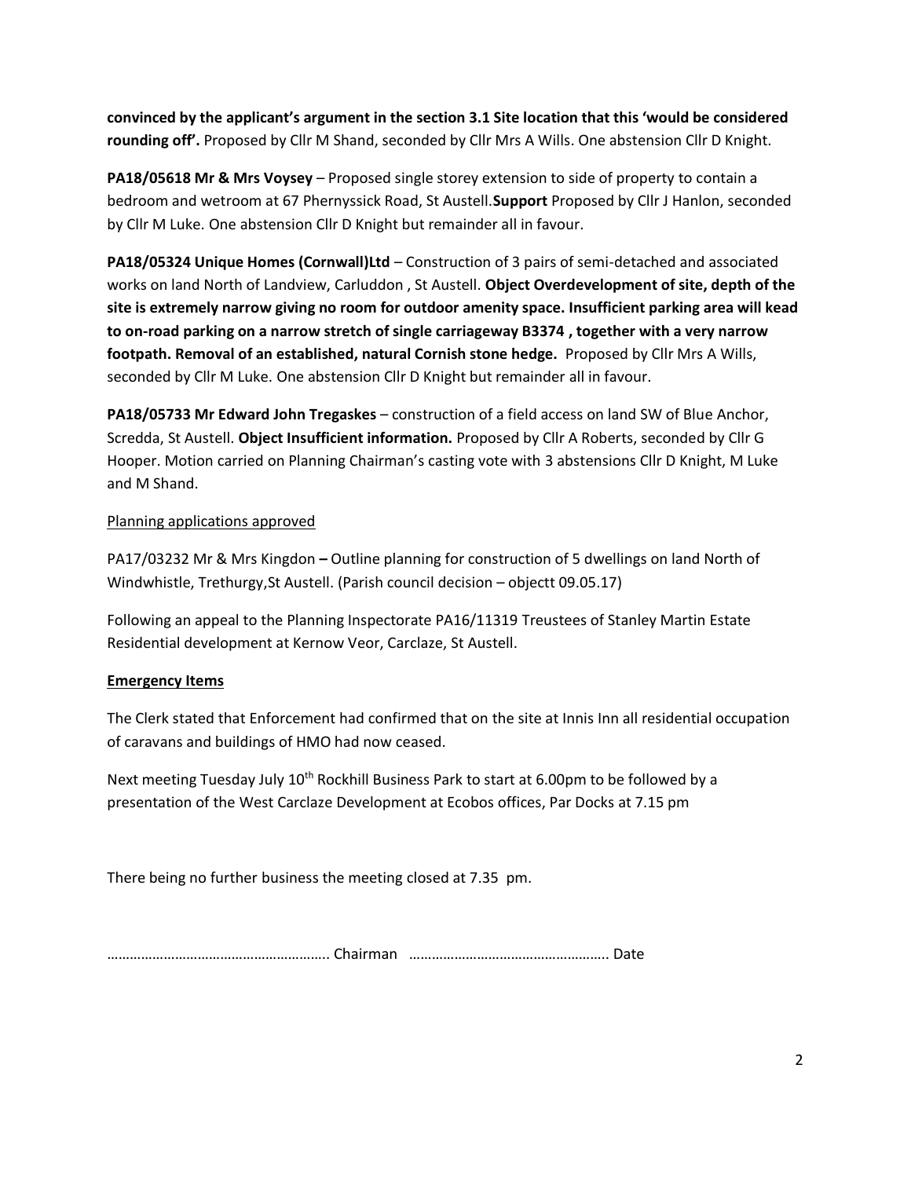**convinced by the applicant's argument in the section 3.1 Site location that this 'would be considered rounding off'.** Proposed by Cllr M Shand, seconded by Cllr Mrs A Wills. One abstension Cllr D Knight.

**PA18/05618 Mr & Mrs Voysey** – Proposed single storey extension to side of property to contain a bedroom and wetroom at 67 Phernyssick Road, St Austell.**Support** Proposed by Cllr J Hanlon, seconded by Cllr M Luke. One abstension Cllr D Knight but remainder all in favour.

**PA18/05324 Unique Homes (Cornwall)Ltd** – Construction of 3 pairs of semi-detached and associated works on land North of Landview, Carluddon , St Austell. **Object Overdevelopment of site, depth of the site is extremely narrow giving no room for outdoor amenity space. Insufficient parking area will kead to on-road parking on a narrow stretch of single carriageway B3374 , together with a very narrow footpath. Removal of an established, natural Cornish stone hedge.** Proposed by Cllr Mrs A Wills, seconded by Cllr M Luke. One abstension Cllr D Knight but remainder all in favour.

**PA18/05733 Mr Edward John Tregaskes** – construction of a field access on land SW of Blue Anchor, Scredda, St Austell. **Object Insufficient information.** Proposed by Cllr A Roberts, seconded by Cllr G Hooper. Motion carried on Planning Chairman's casting vote with 3 abstensions Cllr D Knight, M Luke and M Shand.

Planning applications approved

PA17/03232 Mr & Mrs Kingdon **–** Outline planning for construction of 5 dwellings on land North of Windwhistle, Trethurgy,St Austell. (Parish council decision – objectt 09.05.17)

Following an appeal to the Planning Inspectorate PA16/11319 Treustees of Stanley Martin Estate Residential development at Kernow Veor, Carclaze, St Austell.

**Emergency Items**

The Clerk stated that Enforcement had confirmed that on the site at Innis Inn all residential occupation of caravans and buildings of HMO had now ceased.

Next meeting Tuesday July 10th Rockhill Business Park to start at 6.00pm to be followed by a presentation of the West Carclaze Development at Ecobos offices, Par Docks at 7.15 pm

There being no further business the meeting closed at 7.35 pm.

………………………………………………….. Chairman ……………………………………………. Date